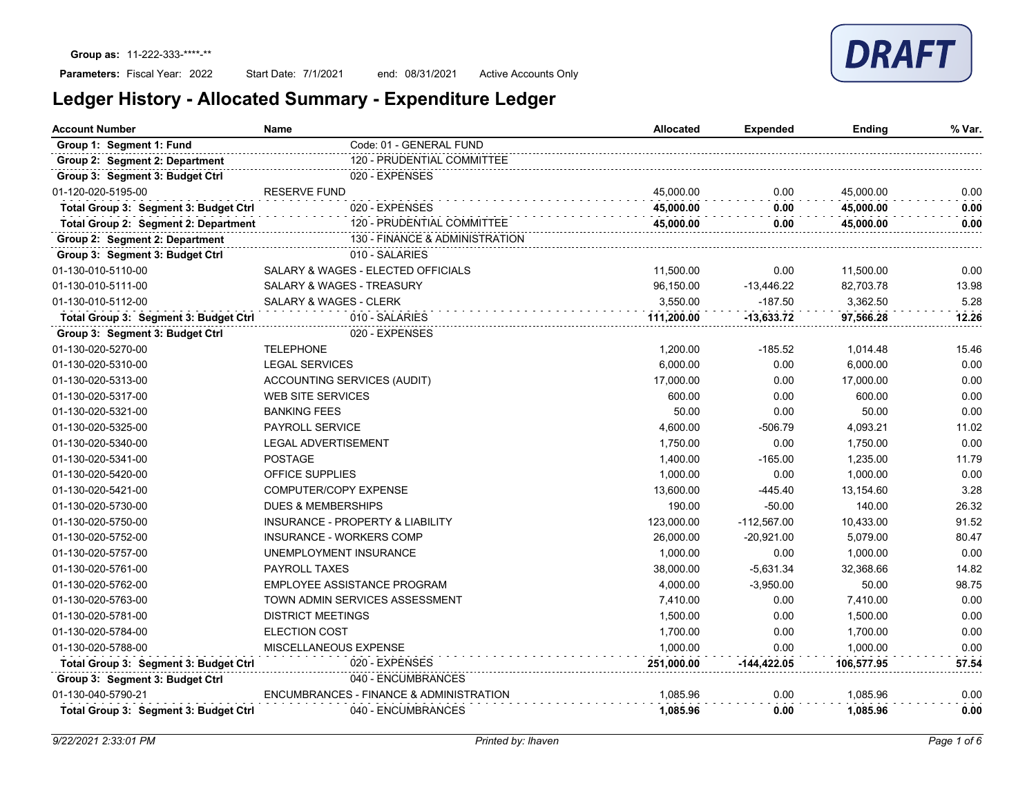**Group as:** 11-222-333-****-**

**Parameters:** Fiscal Year: 2022 Start Date: 7/1/2021 end: 08/31/2021 Active Accounts Only

DRAFT

# Ledger History - Allocated Summary - Expenditure Ledger

| Account Number | Name | | Allocated | Expended | Ending | % Var. |
|---|---|---|---|---|---|---|
| **Group 1: Segment 1: Fund** | | Code: 01 - GENERAL FUND | | | | |
| **Group 2: Segment 2: Department** | | 120 - PRUDENTIAL COMMITTEE | | | | |
| **Group 3: Segment 3: Budget Ctrl** | | 020 - EXPENSES | | | | |
| 01-120-020-5195-00 | RESERVE FUND | | 45,000.00 | 0.00 | 45,000.00 | 0.00 |
| **Total Group 3: Segment 3: Budget Ctrl** | | 020 - EXPENSES | **45,000.00** | **0.00** | **45,000.00** | **0.00** |
| **Total Group 2: Segment 2: Department** | | 120 - PRUDENTIAL COMMITTEE | **45,000.00** | **0.00** | **45,000.00** | **0.00** |
| **Group 2: Segment 2: Department** | | 130 - FINANCE & ADMINISTRATION | | | | |
| **Group 3: Segment 3: Budget Ctrl** | | 010 - SALARIES | | | | |
| 01-130-010-5110-00 | SALARY & WAGES - ELECTED OFFICIALS | | 11,500.00 | 0.00 | 11,500.00 | 0.00 |
| 01-130-010-5111-00 | SALARY & WAGES - TREASURY | | 96,150.00 | -13,446.22 | 82,703.78 | 13.98 |
| 01-130-010-5112-00 | SALARY & WAGES - CLERK | | 3,550.00 | -187.50 | 3,362.50 | 5.28 |
| **Total Group 3: Segment 3: Budget Ctrl** | | 010 - SALARIES | **111,200.00** | **-13,633.72** | **97,566.28** | **12.26** |
| **Group 3: Segment 3: Budget Ctrl** | | 020 - EXPENSES | | | | |
| 01-130-020-5270-00 | TELEPHONE | | 1,200.00 | -185.52 | 1,014.48 | 15.46 |
| 01-130-020-5310-00 | LEGAL SERVICES | | 6,000.00 | 0.00 | 6,000.00 | 0.00 |
| 01-130-020-5313-00 | ACCOUNTING SERVICES (AUDIT) | | 17,000.00 | 0.00 | 17,000.00 | 0.00 |
| 01-130-020-5317-00 | WEB SITE SERVICES | | 600.00 | 0.00 | 600.00 | 0.00 |
| 01-130-020-5321-00 | BANKING FEES | | 50.00 | 0.00 | 50.00 | 0.00 |
| 01-130-020-5325-00 | PAYROLL SERVICE | | 4,600.00 | -506.79 | 4,093.21 | 11.02 |
| 01-130-020-5340-00 | LEGAL ADVERTISEMENT | | 1,750.00 | 0.00 | 1,750.00 | 0.00 |
| 01-130-020-5341-00 | POSTAGE | | 1,400.00 | -165.00 | 1,235.00 | 11.79 |
| 01-130-020-5420-00 | OFFICE SUPPLIES | | 1,000.00 | 0.00 | 1,000.00 | 0.00 |
| 01-130-020-5421-00 | COMPUTER/COPY EXPENSE | | 13,600.00 | -445.40 | 13,154.60 | 3.28 |
| 01-130-020-5730-00 | DUES & MEMBERSHIPS | | 190.00 | -50.00 | 140.00 | 26.32 |
| 01-130-020-5750-00 | INSURANCE - PROPERTY & LIABILITY | | 123,000.00 | -112,567.00 | 10,433.00 | 91.52 |
| 01-130-020-5752-00 | INSURANCE - WORKERS COMP | | 26,000.00 | -20,921.00 | 5,079.00 | 80.47 |
| 01-130-020-5757-00 | UNEMPLOYMENT INSURANCE | | 1,000.00 | 0.00 | 1,000.00 | 0.00 |
| 01-130-020-5761-00 | PAYROLL TAXES | | 38,000.00 | -5,631.34 | 32,368.66 | 14.82 |
| 01-130-020-5762-00 | EMPLOYEE ASSISTANCE PROGRAM | | 4,000.00 | -3,950.00 | 50.00 | 98.75 |
| 01-130-020-5763-00 | TOWN ADMIN SERVICES ASSESSMENT | | 7,410.00 | 0.00 | 7,410.00 | 0.00 |
| 01-130-020-5781-00 | DISTRICT MEETINGS | | 1,500.00 | 0.00 | 1,500.00 | 0.00 |
| 01-130-020-5784-00 | ELECTION COST | | 1,700.00 | 0.00 | 1,700.00 | 0.00 |
| 01-130-020-5788-00 | MISCELLANEOUS EXPENSE | | 1,000.00 | 0.00 | 1,000.00 | 0.00 |
| **Total Group 3: Segment 3: Budget Ctrl** | | 020 - EXPENSES | **251,000.00** | **-144,422.05** | **106,577.95** | **57.54** |
| **Group 3: Segment 3: Budget Ctrl** | | 040 - ENCUMBRANCES | | | | |
| 01-130-040-5790-21 | ENCUMBRANCES - FINANCE & ADMINISTRATION | | 1,085.96 | 0.00 | 1,085.96 | 0.00 |
| **Total Group 3: Segment 3: Budget Ctrl** | | 040 - ENCUMBRANCES | **1,085.96** | **0.00** | **1,085.96** | **0.00** |

*9/22/2021 2:33:01 PM* *Printed by: lhaven*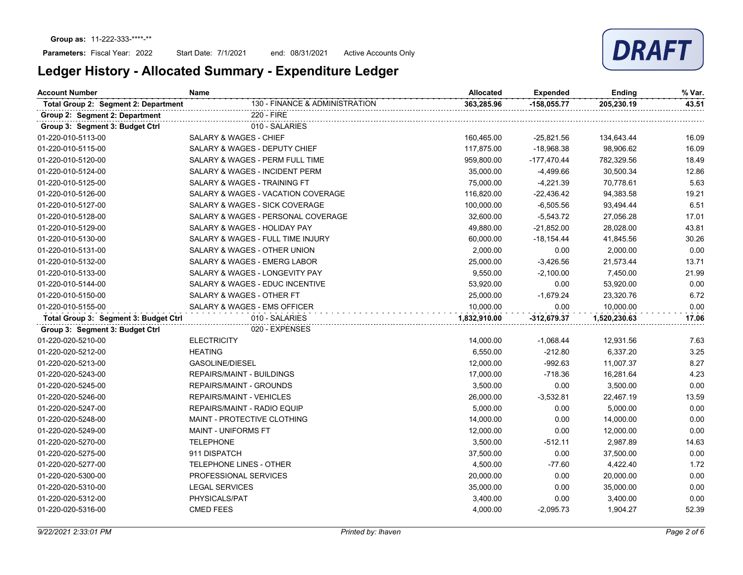**Group as:** 11-222-333-\*\*\*\*-\*\*

**Parameters:** Fiscal Year: 2022 Start Date: 7/1/2021 end: 08/31/2021 Active Accounts Only

**DRAFT**

# Ledger History - Allocated Summary - Expenditure Ledger

| Account Number | Name | Allocated | Expended | Ending | % Var. |
|---|---|---|---|---|---|
| **Total Group 2: Segment 2: Department** | 130 - FINANCE & ADMINISTRATION | **363,285.96** | **-158,055.77** | **205,230.19** | **43.51** |
| **Group 2: Segment 2: Department** | 220 - FIRE | | | | |
| **Group 3: Segment 3: Budget Ctrl** | 010 - SALARIES | | | | |
| 01-220-010-5113-00 | SALARY & WAGES - CHIEF | 160,465.00 | -25,821.56 | 134,643.44 | 16.09 |
| 01-220-010-5115-00 | SALARY & WAGES - DEPUTY CHIEF | 117,875.00 | -18,968.38 | 98,906.62 | 16.09 |
| 01-220-010-5120-00 | SALARY & WAGES - PERM FULL TIME | 959,800.00 | -177,470.44 | 782,329.56 | 18.49 |
| 01-220-010-5124-00 | SALARY & WAGES - INCIDENT PERM | 35,000.00 | -4,499.66 | 30,500.34 | 12.86 |
| 01-220-010-5125-00 | SALARY & WAGES - TRAINING FT | 75,000.00 | -4,221.39 | 70,778.61 | 5.63 |
| 01-220-010-5126-00 | SALARY & WAGES - VACATION COVERAGE | 116,820.00 | -22,436.42 | 94,383.58 | 19.21 |
| 01-220-010-5127-00 | SALARY & WAGES - SICK COVERAGE | 100,000.00 | -6,505.56 | 93,494.44 | 6.51 |
| 01-220-010-5128-00 | SALARY & WAGES - PERSONAL COVERAGE | 32,600.00 | -5,543.72 | 27,056.28 | 17.01 |
| 01-220-010-5129-00 | SALARY & WAGES - HOLIDAY PAY | 49,880.00 | -21,852.00 | 28,028.00 | 43.81 |
| 01-220-010-5130-00 | SALARY & WAGES - FULL TIME INJURY | 60,000.00 | -18,154.44 | 41,845.56 | 30.26 |
| 01-220-010-5131-00 | SALARY & WAGES - OTHER UNION | 2,000.00 | 0.00 | 2,000.00 | 0.00 |
| 01-220-010-5132-00 | SALARY & WAGES - EMERG LABOR | 25,000.00 | -3,426.56 | 21,573.44 | 13.71 |
| 01-220-010-5133-00 | SALARY & WAGES - LONGEVITY PAY | 9,550.00 | -2,100.00 | 7,450.00 | 21.99 |
| 01-220-010-5144-00 | SALARY & WAGES - EDUC INCENTIVE | 53,920.00 | 0.00 | 53,920.00 | 0.00 |
| 01-220-010-5150-00 | SALARY & WAGES - OTHER FT | 25,000.00 | -1,679.24 | 23,320.76 | 6.72 |
| 01-220-010-5155-00 | SALARY & WAGES - EMS OFFICER | 10,000.00 | 0.00 | 10,000.00 | 0.00 |
| **Total Group 3: Segment 3: Budget Ctrl** | 010 - SALARIES | **1,832,910.00** | **-312,679.37** | **1,520,230.63** | **17.06** |
| **Group 3: Segment 3: Budget Ctrl** | 020 - EXPENSES | | | | |
| 01-220-020-5210-00 | ELECTRICITY | 14,000.00 | -1,068.44 | 12,931.56 | 7.63 |
| 01-220-020-5212-00 | HEATING | 6,550.00 | -212.80 | 6,337.20 | 3.25 |
| 01-220-020-5213-00 | GASOLINE/DIESEL | 12,000.00 | -992.63 | 11,007.37 | 8.27 |
| 01-220-020-5243-00 | REPAIRS/MAINT - BUILDINGS | 17,000.00 | -718.36 | 16,281.64 | 4.23 |
| 01-220-020-5245-00 | REPAIRS/MAINT - GROUNDS | 3,500.00 | 0.00 | 3,500.00 | 0.00 |
| 01-220-020-5246-00 | REPAIRS/MAINT - VEHICLES | 26,000.00 | -3,532.81 | 22,467.19 | 13.59 |
| 01-220-020-5247-00 | REPAIRS/MAINT - RADIO EQUIP | 5,000.00 | 0.00 | 5,000.00 | 0.00 |
| 01-220-020-5248-00 | MAINT - PROTECTIVE CLOTHING | 14,000.00 | 0.00 | 14,000.00 | 0.00 |
| 01-220-020-5249-00 | MAINT - UNIFORMS FT | 12,000.00 | 0.00 | 12,000.00 | 0.00 |
| 01-220-020-5270-00 | TELEPHONE | 3,500.00 | -512.11 | 2,987.89 | 14.63 |
| 01-220-020-5275-00 | 911 DISPATCH | 37,500.00 | 0.00 | 37,500.00 | 0.00 |
| 01-220-020-5277-00 | TELEPHONE LINES - OTHER | 4,500.00 | -77.60 | 4,422.40 | 1.72 |
| 01-220-020-5300-00 | PROFESSIONAL SERVICES | 20,000.00 | 0.00 | 20,000.00 | 0.00 |
| 01-220-020-5310-00 | LEGAL SERVICES | 35,000.00 | 0.00 | 35,000.00 | 0.00 |
| 01-220-020-5312-00 | PHYSICALS/PAT | 3,400.00 | 0.00 | 3,400.00 | 0.00 |
| 01-220-020-5316-00 | CMED FEES | 4,000.00 | -2,095.73 | 1,904.27 | 52.39 |

*9/22/2021 2:33:01 PM* *Printed by: lhaven*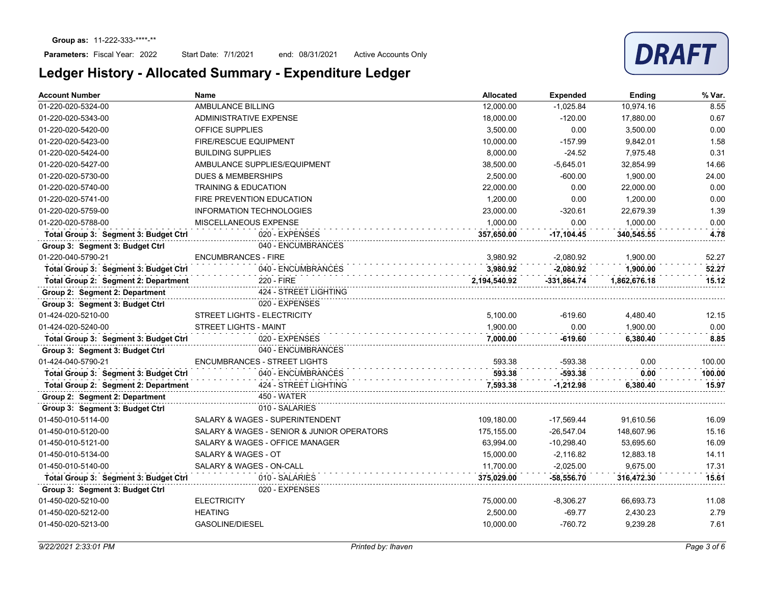**Group as:** 11-222-333-****-**

**Parameters:** Fiscal Year: 2022 Start Date: 7/1/2021 end: 08/31/2021 Active Accounts Only

DRAFT

# Ledger History - Allocated Summary - Expenditure Ledger

| Account Number | Name | Allocated | Expended | Ending | % Var. |
|---|---|---|---|---|---|
| 01-220-020-5324-00 | AMBULANCE BILLING | 12,000.00 | -1,025.84 | 10,974.16 | 8.55 |
| 01-220-020-5343-00 | ADMINISTRATIVE EXPENSE | 18,000.00 | -120.00 | 17,880.00 | 0.67 |
| 01-220-020-5420-00 | OFFICE SUPPLIES | 3,500.00 | 0.00 | 3,500.00 | 0.00 |
| 01-220-020-5423-00 | FIRE/RESCUE EQUIPMENT | 10,000.00 | -157.99 | 9,842.01 | 1.58 |
| 01-220-020-5424-00 | BUILDING SUPPLIES | 8,000.00 | -24.52 | 7,975.48 | 0.31 |
| 01-220-020-5427-00 | AMBULANCE SUPPLIES/EQUIPMENT | 38,500.00 | -5,645.01 | 32,854.99 | 14.66 |
| 01-220-020-5730-00 | DUES & MEMBERSHIPS | 2,500.00 | -600.00 | 1,900.00 | 24.00 |
| 01-220-020-5740-00 | TRAINING & EDUCATION | 22,000.00 | 0.00 | 22,000.00 | 0.00 |
| 01-220-020-5741-00 | FIRE PREVENTION EDUCATION | 1,200.00 | 0.00 | 1,200.00 | 0.00 |
| 01-220-020-5759-00 | INFORMATION TECHNOLOGIES | 23,000.00 | -320.61 | 22,679.39 | 1.39 |
| 01-220-020-5788-00 | MISCELLANEOUS EXPENSE | 1,000.00 | 0.00 | 1,000.00 | 0.00 |
| **Total Group 3: Segment 3: Budget Ctrl** | 020 - EXPENSES | **357,650.00** | **-17,104.45** | **340,545.55** | **4.78** |
| **Group 3: Segment 3: Budget Ctrl** | 040 - ENCUMBRANCES | | | | |
| 01-220-040-5790-21 | ENCUMBRANCES - FIRE | 3,980.92 | -2,080.92 | 1,900.00 | 52.27 |
| **Total Group 3: Segment 3: Budget Ctrl** | 040 - ENCUMBRANCES | **3,980.92** | **-2,080.92** | **1,900.00** | **52.27** |
| **Total Group 2: Segment 2: Department** | 220 - FIRE | **2,194,540.92** | **-331,864.74** | **1,862,676.18** | **15.12** |
| **Group 2: Segment 2: Department** | 424 - STREET LIGHTING | | | | |
| **Group 3: Segment 3: Budget Ctrl** | 020 - EXPENSES | | | | |
| 01-424-020-5210-00 | STREET LIGHTS - ELECTRICITY | 5,100.00 | -619.60 | 4,480.40 | 12.15 |
| 01-424-020-5240-00 | STREET LIGHTS - MAINT | 1,900.00 | 0.00 | 1,900.00 | 0.00 |
| **Total Group 3: Segment 3: Budget Ctrl** | 020 - EXPENSES | **7,000.00** | **-619.60** | **6,380.40** | **8.85** |
| **Group 3: Segment 3: Budget Ctrl** | 040 - ENCUMBRANCES | | | | |
| 01-424-040-5790-21 | ENCUMBRANCES - STREET LIGHTS | 593.38 | -593.38 | 0.00 | 100.00 |
| **Total Group 3: Segment 3: Budget Ctrl** | 040 - ENCUMBRANCES | **593.38** | **-593.38** | **0.00** | **100.00** |
| **Total Group 2: Segment 2: Department** | 424 - STREET LIGHTING | **7,593.38** | **-1,212.98** | **6,380.40** | **15.97** |
| **Group 2: Segment 2: Department** | 450 - WATER | | | | |
| **Group 3: Segment 3: Budget Ctrl** | 010 - SALARIES | | | | |
| 01-450-010-5114-00 | SALARY & WAGES - SUPERINTENDENT | 109,180.00 | -17,569.44 | 91,610.56 | 16.09 |
| 01-450-010-5120-00 | SALARY & WAGES - SENIOR & JUNIOR OPERATORS | 175,155.00 | -26,547.04 | 148,607.96 | 15.16 |
| 01-450-010-5121-00 | SALARY & WAGES - OFFICE MANAGER | 63,994.00 | -10,298.40 | 53,695.60 | 16.09 |
| 01-450-010-5134-00 | SALARY & WAGES - OT | 15,000.00 | -2,116.82 | 12,883.18 | 14.11 |
| 01-450-010-5140-00 | SALARY & WAGES - ON-CALL | 11,700.00 | -2,025.00 | 9,675.00 | 17.31 |
| **Total Group 3: Segment 3: Budget Ctrl** | 010 - SALARIES | **375,029.00** | **-58,556.70** | **316,472.30** | **15.61** |
| **Group 3: Segment 3: Budget Ctrl** | 020 - EXPENSES | | | | |
| 01-450-020-5210-00 | ELECTRICITY | 75,000.00 | -8,306.27 | 66,693.73 | 11.08 |
| 01-450-020-5212-00 | HEATING | 2,500.00 | -69.77 | 2,430.23 | 2.79 |
| 01-450-020-5213-00 | GASOLINE/DIESEL | 10,000.00 | -760.72 | 9,239.28 | 7.61 |

*9/22/2021 2:33:01 PM* *Printed by: lhaven*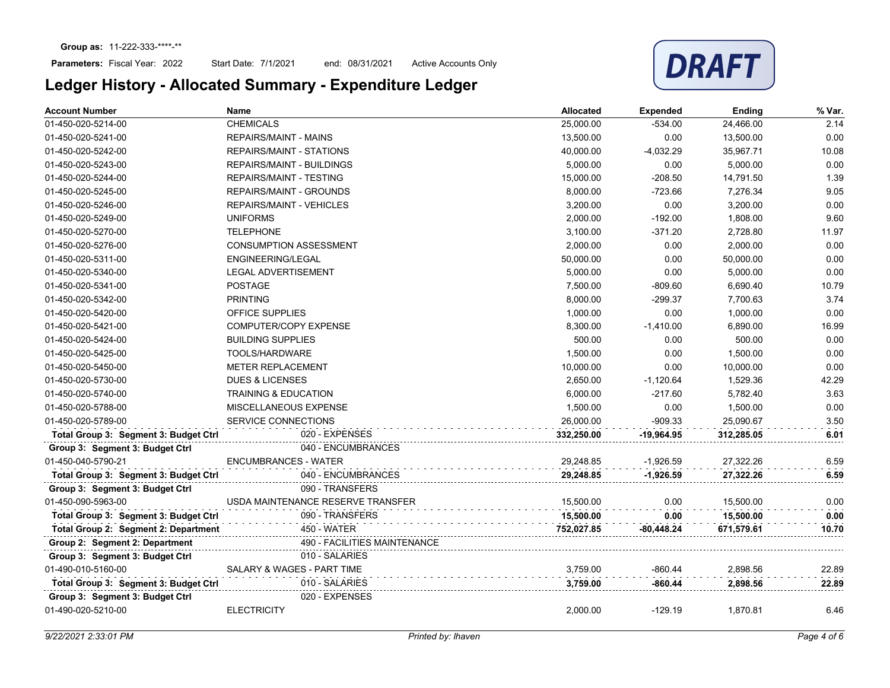**Group as:** 11-222-333-\*\*\*\*-\*\*

**Parameters:** Fiscal Year: 2022 Start Date: 7/1/2021 end: 08/31/2021 Active Accounts Only

DRAFT

# Ledger History - Allocated Summary - Expenditure Ledger

| Account Number | Name | Allocated | Expended | Ending | % Var. |
|---|---|---|---|---|---|
| 01-450-020-5214-00 | CHEMICALS | 25,000.00 | -534.00 | 24,466.00 | 2.14 |
| 01-450-020-5241-00 | REPAIRS/MAINT - MAINS | 13,500.00 | 0.00 | 13,500.00 | 0.00 |
| 01-450-020-5242-00 | REPAIRS/MAINT - STATIONS | 40,000.00 | -4,032.29 | 35,967.71 | 10.08 |
| 01-450-020-5243-00 | REPAIRS/MAINT - BUILDINGS | 5,000.00 | 0.00 | 5,000.00 | 0.00 |
| 01-450-020-5244-00 | REPAIRS/MAINT - TESTING | 15,000.00 | -208.50 | 14,791.50 | 1.39 |
| 01-450-020-5245-00 | REPAIRS/MAINT - GROUNDS | 8,000.00 | -723.66 | 7,276.34 | 9.05 |
| 01-450-020-5246-00 | REPAIRS/MAINT - VEHICLES | 3,200.00 | 0.00 | 3,200.00 | 0.00 |
| 01-450-020-5249-00 | UNIFORMS | 2,000.00 | -192.00 | 1,808.00 | 9.60 |
| 01-450-020-5270-00 | TELEPHONE | 3,100.00 | -371.20 | 2,728.80 | 11.97 |
| 01-450-020-5276-00 | CONSUMPTION ASSESSMENT | 2,000.00 | 0.00 | 2,000.00 | 0.00 |
| 01-450-020-5311-00 | ENGINEERING/LEGAL | 50,000.00 | 0.00 | 50,000.00 | 0.00 |
| 01-450-020-5340-00 | LEGAL ADVERTISEMENT | 5,000.00 | 0.00 | 5,000.00 | 0.00 |
| 01-450-020-5341-00 | POSTAGE | 7,500.00 | -809.60 | 6,690.40 | 10.79 |
| 01-450-020-5342-00 | PRINTING | 8,000.00 | -299.37 | 7,700.63 | 3.74 |
| 01-450-020-5420-00 | OFFICE SUPPLIES | 1,000.00 | 0.00 | 1,000.00 | 0.00 |
| 01-450-020-5421-00 | COMPUTER/COPY EXPENSE | 8,300.00 | -1,410.00 | 6,890.00 | 16.99 |
| 01-450-020-5424-00 | BUILDING SUPPLIES | 500.00 | 0.00 | 500.00 | 0.00 |
| 01-450-020-5425-00 | TOOLS/HARDWARE | 1,500.00 | 0.00 | 1,500.00 | 0.00 |
| 01-450-020-5450-00 | METER REPLACEMENT | 10,000.00 | 0.00 | 10,000.00 | 0.00 |
| 01-450-020-5730-00 | DUES & LICENSES | 2,650.00 | -1,120.64 | 1,529.36 | 42.29 |
| 01-450-020-5740-00 | TRAINING & EDUCATION | 6,000.00 | -217.60 | 5,782.40 | 3.63 |
| 01-450-020-5788-00 | MISCELLANEOUS EXPENSE | 1,500.00 | 0.00 | 1,500.00 | 0.00 |
| 01-450-020-5789-00 | SERVICE CONNECTIONS | 26,000.00 | -909.33 | 25,090.67 | 3.50 |
| **Total Group 3: Segment 3: Budget Ctrl** | 020 - EXPENSES | **332,250.00** | **-19,964.95** | **312,285.05** | **6.01** |
| **Group 3: Segment 3: Budget Ctrl** | 040 - ENCUMBRANCES | | | | |
| 01-450-040-5790-21 | ENCUMBRANCES - WATER | 29,248.85 | -1,926.59 | 27,322.26 | 6.59 |
| **Total Group 3: Segment 3: Budget Ctrl** | 040 - ENCUMBRANCES | **29,248.85** | **-1,926.59** | **27,322.26** | **6.59** |
| **Group 3: Segment 3: Budget Ctrl** | 090 - TRANSFERS | | | | |
| 01-450-090-5963-00 | USDA MAINTENANCE RESERVE TRANSFER | 15,500.00 | 0.00 | 15,500.00 | 0.00 |
| **Total Group 3: Segment 3: Budget Ctrl** | 090 - TRANSFERS | **15,500.00** | **0.00** | **15,500.00** | **0.00** |
| **Total Group 2: Segment 2: Department** | 450 - WATER | **752,027.85** | **-80,448.24** | **671,579.61** | **10.70** |
| **Group 2: Segment 2: Department** | 490 - FACILITIES MAINTENANCE | | | | |
| **Group 3: Segment 3: Budget Ctrl** | 010 - SALARIES | | | | |
| 01-490-010-5160-00 | SALARY & WAGES - PART TIME | 3,759.00 | -860.44 | 2,898.56 | 22.89 |
| **Total Group 3: Segment 3: Budget Ctrl** | 010 - SALARIES | **3,759.00** | **-860.44** | **2,898.56** | **22.89** |
| **Group 3: Segment 3: Budget Ctrl** | 020 - EXPENSES | | | | |
| 01-490-020-5210-00 | ELECTRICITY | 2,000.00 | -129.19 | 1,870.81 | 6.46 |

*9/22/2021 2:33:01 PM* *Printed by: lhaven*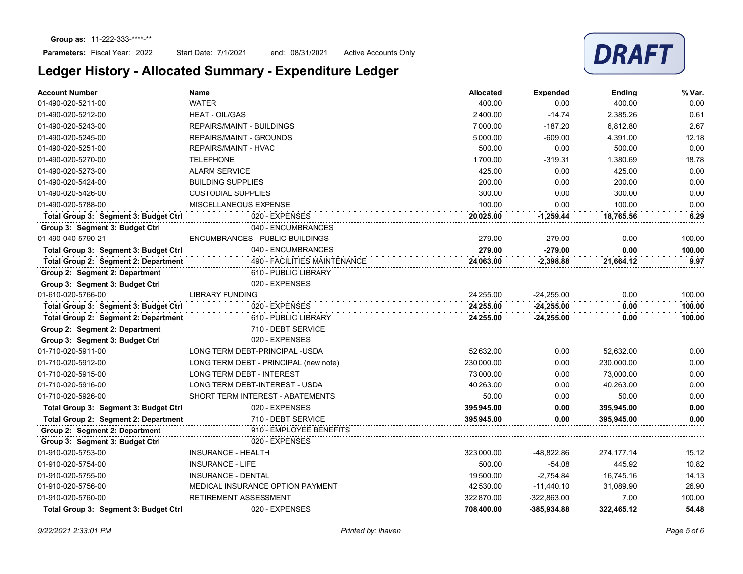**Group as:** 11-222-333-\*\*\*\*-\*\*

**Parameters:** Fiscal Year: 2022 Start Date: 7/1/2021 end: 08/31/2021 Active Accounts Only

# Ledger History - Allocated Summary - Expenditure Ledger

DRAFT

| Account Number | Name | Allocated | Expended | Ending | % Var. |
|---|---|---|---|---|---|
| 01-490-020-5211-00 | WATER | 400.00 | 0.00 | 400.00 | 0.00 |
| 01-490-020-5212-00 | HEAT - OIL/GAS | 2,400.00 | -14.74 | 2,385.26 | 0.61 |
| 01-490-020-5243-00 | REPAIRS/MAINT - BUILDINGS | 7,000.00 | -187.20 | 6,812.80 | 2.67 |
| 01-490-020-5245-00 | REPAIRS/MAINT - GROUNDS | 5,000.00 | -609.00 | 4,391.00 | 12.18 |
| 01-490-020-5251-00 | REPAIRS/MAINT - HVAC | 500.00 | 0.00 | 500.00 | 0.00 |
| 01-490-020-5270-00 | TELEPHONE | 1,700.00 | -319.31 | 1,380.69 | 18.78 |
| 01-490-020-5273-00 | ALARM SERVICE | 425.00 | 0.00 | 425.00 | 0.00 |
| 01-490-020-5424-00 | BUILDING SUPPLIES | 200.00 | 0.00 | 200.00 | 0.00 |
| 01-490-020-5426-00 | CUSTODIAL SUPPLIES | 300.00 | 0.00 | 300.00 | 0.00 |
| 01-490-020-5788-00 | MISCELLANEOUS EXPENSE | 100.00 | 0.00 | 100.00 | 0.00 |
| **Total Group 3: Segment 3: Budget Ctrl** | 020 - EXPENSES | **20,025.00** | **-1,259.44** | **18,765.56** | **6.29** |
| **Group 3: Segment 3: Budget Ctrl** | 040 - ENCUMBRANCES | | | | |
| 01-490-040-5790-21 | ENCUMBRANCES - PUBLIC BUILDINGS | 279.00 | -279.00 | 0.00 | 100.00 |
| **Total Group 3: Segment 3: Budget Ctrl** | 040 - ENCUMBRANCES | **279.00** | **-279.00** | **0.00** | **100.00** |
| **Total Group 2: Segment 2: Department** | 490 - FACILITIES MAINTENANCE | **24,063.00** | **-2,398.88** | **21,664.12** | **9.97** |
| **Group 2: Segment 2: Department** | 610 - PUBLIC LIBRARY | | | | |
| **Group 3: Segment 3: Budget Ctrl** | 020 - EXPENSES | | | | |
| 01-610-020-5766-00 | LIBRARY FUNDING | 24,255.00 | -24,255.00 | 0.00 | 100.00 |
| **Total Group 3: Segment 3: Budget Ctrl** | 020 - EXPENSES | **24,255.00** | **-24,255.00** | **0.00** | **100.00** |
| **Total Group 2: Segment 2: Department** | 610 - PUBLIC LIBRARY | **24,255.00** | **-24,255.00** | **0.00** | **100.00** |
| **Group 2: Segment 2: Department** | 710 - DEBT SERVICE | | | | |
| **Group 3: Segment 3: Budget Ctrl** | 020 - EXPENSES | | | | |
| 01-710-020-5911-00 | LONG TERM DEBT-PRINCIPAL -USDA | 52,632.00 | 0.00 | 52,632.00 | 0.00 |
| 01-710-020-5912-00 | LONG TERM DEBT - PRINCIPAL (new note) | 230,000.00 | 0.00 | 230,000.00 | 0.00 |
| 01-710-020-5915-00 | LONG TERM DEBT - INTEREST | 73,000.00 | 0.00 | 73,000.00 | 0.00 |
| 01-710-020-5916-00 | LONG TERM DEBT-INTEREST - USDA | 40,263.00 | 0.00 | 40,263.00 | 0.00 |
| 01-710-020-5926-00 | SHORT TERM INTEREST - ABATEMENTS | 50.00 | 0.00 | 50.00 | 0.00 |
| **Total Group 3: Segment 3: Budget Ctrl** | 020 - EXPENSES | **395,945.00** | **0.00** | **395,945.00** | **0.00** |
| **Total Group 2: Segment 2: Department** | 710 - DEBT SERVICE | **395,945.00** | **0.00** | **395,945.00** | **0.00** |
| **Group 2: Segment 2: Department** | 910 - EMPLOYEE BENEFITS | | | | |
| **Group 3: Segment 3: Budget Ctrl** | 020 - EXPENSES | | | | |
| 01-910-020-5753-00 | INSURANCE - HEALTH | 323,000.00 | -48,822.86 | 274,177.14 | 15.12 |
| 01-910-020-5754-00 | INSURANCE - LIFE | 500.00 | -54.08 | 445.92 | 10.82 |
| 01-910-020-5755-00 | INSURANCE - DENTAL | 19,500.00 | -2,754.84 | 16,745.16 | 14.13 |
| 01-910-020-5756-00 | MEDICAL INSURANCE OPTION PAYMENT | 42,530.00 | -11,440.10 | 31,089.90 | 26.90 |
| 01-910-020-5760-00 | RETIREMENT ASSESSMENT | 322,870.00 | -322,863.00 | 7.00 | 100.00 |
| **Total Group 3: Segment 3: Budget Ctrl** | 020 - EXPENSES | **708,400.00** | **-385,934.88** | **322,465.12** | **54.48** |

*9/22/2021 2:33:01 PM* *Printed by: lhaven*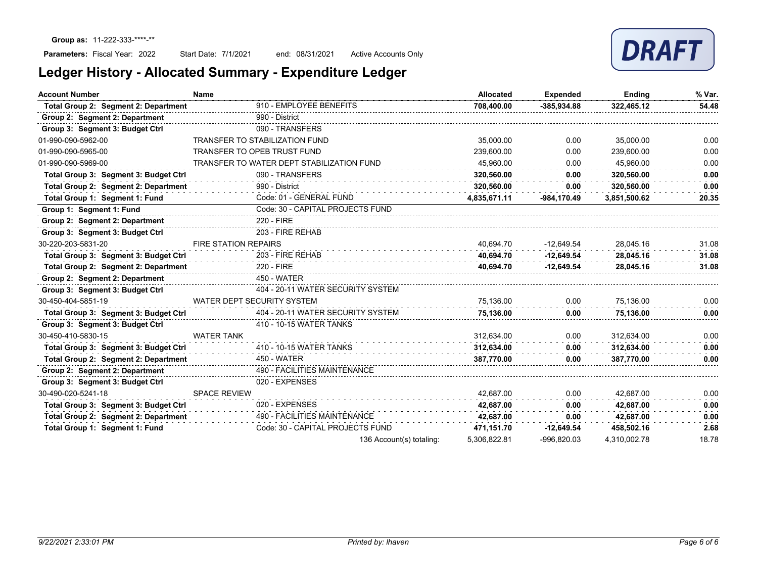**Group as:** 11-222-333-****-**

**Parameters:** Fiscal Year: 2022 Start Date: 7/1/2021 end: 08/31/2021 Active Accounts Only

DRAFT

# Ledger History - Allocated Summary - Expenditure Ledger

| Account Number | Name | | Allocated | Expended | Ending | % Var. |
|---|---|---|---|---|---|---|
| **Total Group 2: Segment 2: Department** | | 910 - EMPLOYEE BENEFITS | **708,400.00** | **-385,934.88** | **322,465.12** | **54.48** |
| **Group 2: Segment 2: Department** | | 990 - District | | | | |
| **Group 3: Segment 3: Budget Ctrl** | | 090 - TRANSFERS | | | | |
| 01-990-090-5962-00 | TRANSFER TO STABILIZATION FUND | | 35,000.00 | 0.00 | 35,000.00 | 0.00 |
| 01-990-090-5965-00 | TRANSFER TO OPEB TRUST FUND | | 239,600.00 | 0.00 | 239,600.00 | 0.00 |
| 01-990-090-5969-00 | TRANSFER TO WATER DEPT STABILIZATION FUND | | 45,960.00 | 0.00 | 45,960.00 | 0.00 |
| **Total Group 3: Segment 3: Budget Ctrl** | | 090 - TRANSFERS | **320,560.00** | **0.00** | **320,560.00** | **0.00** |
| **Total Group 2: Segment 2: Department** | | 990 - District | **320,560.00** | **0.00** | **320,560.00** | **0.00** |
| **Total Group 1: Segment 1: Fund** | | Code: 01 - GENERAL FUND | **4,835,671.11** | **-984,170.49** | **3,851,500.62** | **20.35** |
| **Group 1: Segment 1: Fund** | | Code: 30 - CAPITAL PROJECTS FUND | | | | |
| **Group 2: Segment 2: Department** | | 220 - FIRE | | | | |
| **Group 3: Segment 3: Budget Ctrl** | | 203 - FIRE REHAB | | | | |
| 30-220-203-5831-20 | FIRE STATION REPAIRS | | 40,694.70 | -12,649.54 | 28,045.16 | 31.08 |
| **Total Group 3: Segment 3: Budget Ctrl** | | 203 - FIRE REHAB | **40,694.70** | **-12,649.54** | **28,045.16** | **31.08** |
| **Total Group 2: Segment 2: Department** | | 220 - FIRE | **40,694.70** | **-12,649.54** | **28,045.16** | **31.08** |
| **Group 2: Segment 2: Department** | | 450 - WATER | | | | |
| **Group 3: Segment 3: Budget Ctrl** | | 404 - 20-11 WATER SECURITY SYSTEM | | | | |
| 30-450-404-5851-19 | WATER DEPT SECURITY SYSTEM | | 75,136.00 | 0.00 | 75,136.00 | 0.00 |
| **Total Group 3: Segment 3: Budget Ctrl** | | 404 - 20-11 WATER SECURITY SYSTEM | **75,136.00** | **0.00** | **75,136.00** | **0.00** |
| **Group 3: Segment 3: Budget Ctrl** | | 410 - 10-15 WATER TANKS | | | | |
| 30-450-410-5830-15 | WATER TANK | | 312,634.00 | 0.00 | 312,634.00 | 0.00 |
| **Total Group 3: Segment 3: Budget Ctrl** | | 410 - 10-15 WATER TANKS | **312,634.00** | **0.00** | **312,634.00** | **0.00** |
| **Total Group 2: Segment 2: Department** | | 450 - WATER | **387,770.00** | **0.00** | **387,770.00** | **0.00** |
| **Group 2: Segment 2: Department** | | 490 - FACILITIES MAINTENANCE | | | | |
| **Group 3: Segment 3: Budget Ctrl** | | 020 - EXPENSES | | | | |
| 30-490-020-5241-18 | SPACE REVIEW | | 42,687.00 | 0.00 | 42,687.00 | 0.00 |
| **Total Group 3: Segment 3: Budget Ctrl** | | 020 - EXPENSES | **42,687.00** | **0.00** | **42,687.00** | **0.00** |
| **Total Group 2: Segment 2: Department** | | 490 - FACILITIES MAINTENANCE | **42,687.00** | **0.00** | **42,687.00** | **0.00** |
| **Total Group 1: Segment 1: Fund** | | Code: 30 - CAPITAL PROJECTS FUND | **471,151.70** | **-12,649.54** | **458,502.16** | **2.68** |
| | | 136 Account(s) totaling: | 5,306,822.81 | -996,820.03 | 4,310,002.78 | 18.78 |

*9/22/2021 2:33:01 PM* *Printed by: lhaven*